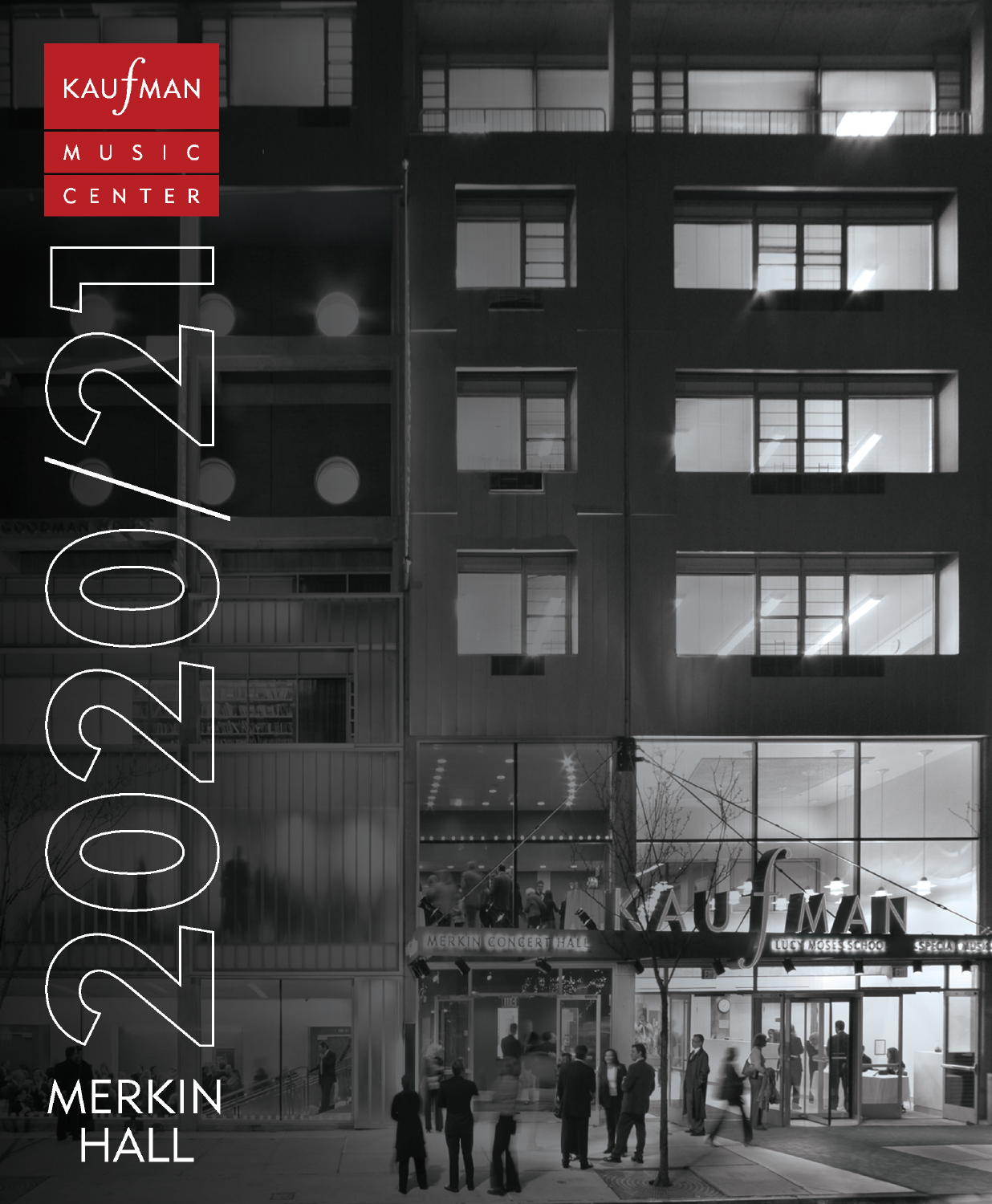KAUfMAN MUSIC CENTER

# 2020/21

# MERKIN HALL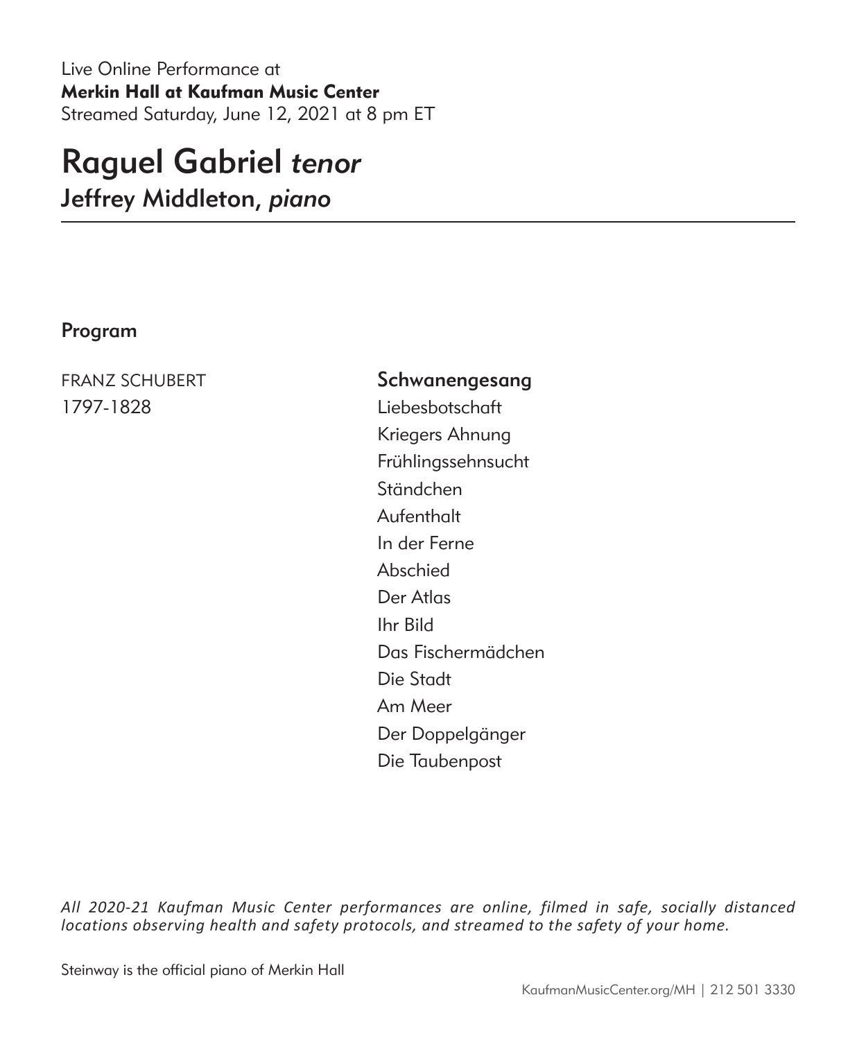Live Online Performance at
**Merkin Hall at Kaufman Music Center**
Streamed Saturday, June 12, 2021 at 8 pm ET

# Raguel Gabriel *tenor*

## Jeffrey Middleton, *piano*

---

### Program

FRANZ SCHUBERT
1797-1828

**Schwanengesang**
Liebesbotschaft
Kriegers Ahnung
Frühlingssehnsucht
Ständchen
Aufenthalt
In der Ferne
Abschied
Der Atlas
Ihr Bild
Das Fischermädchen
Die Stadt
Am Meer
Der Doppelgänger
Die Taubenpost

*All 2020-21 Kaufman Music Center performances are online, filmed in safe, socially distanced locations observing health and safety protocols, and streamed to the safety of your home.*

Steinway is the official piano of Merkin Hall

KaufmanMusicCenter.org/MH | 212 501 3330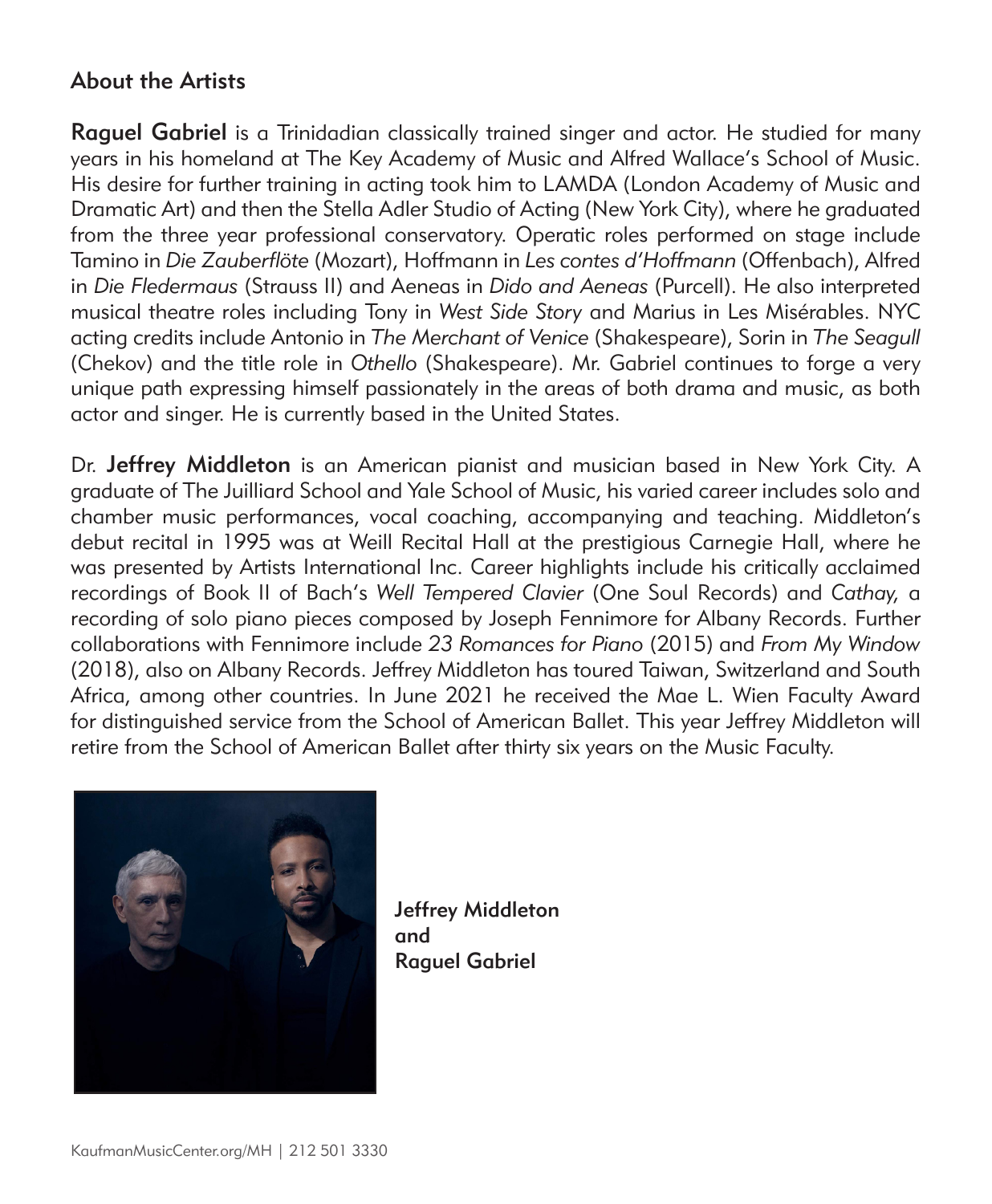## About the Artists

**Raguel Gabriel** is a Trinidadian classically trained singer and actor. He studied for many years in his homeland at The Key Academy of Music and Alfred Wallace's School of Music. His desire for further training in acting took him to LAMDA (London Academy of Music and Dramatic Art) and then the Stella Adler Studio of Acting (New York City), where he graduated from the three year professional conservatory. Operatic roles performed on stage include Tamino in *Die Zauberflöte* (Mozart), Hoffmann in *Les contes d'Hoffmann* (Offenbach), Alfred in *Die Fledermaus* (Strauss II) and Aeneas in *Dido and Aeneas* (Purcell). He also interpreted musical theatre roles including Tony in *West Side Story* and Marius in Les Misérables. NYC acting credits include Antonio in *The Merchant of Venice* (Shakespeare), Sorin in *The Seagull* (Chekov) and the title role in *Othello* (Shakespeare). Mr. Gabriel continues to forge a very unique path expressing himself passionately in the areas of both drama and music, as both actor and singer. He is currently based in the United States.

Dr. **Jeffrey Middleton** is an American pianist and musician based in New York City. A graduate of The Juilliard School and Yale School of Music, his varied career includes solo and chamber music performances, vocal coaching, accompanying and teaching. Middleton's debut recital in 1995 was at Weill Recital Hall at the prestigious Carnegie Hall, where he was presented by Artists International Inc. Career highlights include his critically acclaimed recordings of Book II of Bach's *Well Tempered Clavier* (One Soul Records) and *Cathay,* a recording of solo piano pieces composed by Joseph Fennimore for Albany Records. Further collaborations with Fennimore include *23 Romances for Piano* (2015) and *From My Window* (2018), also on Albany Records. Jeffrey Middleton has toured Taiwan, Switzerland and South Africa, among other countries. In June 2021 he received the Mae L. Wien Faculty Award for distinguished service from the School of American Ballet. This year Jeffrey Middleton will retire from the School of American Ballet after thirty six years on the Music Faculty.

**Jeffrey Middleton and Raguel Gabriel**

KaufmanMusicCenter.org/MH | 212 501 3330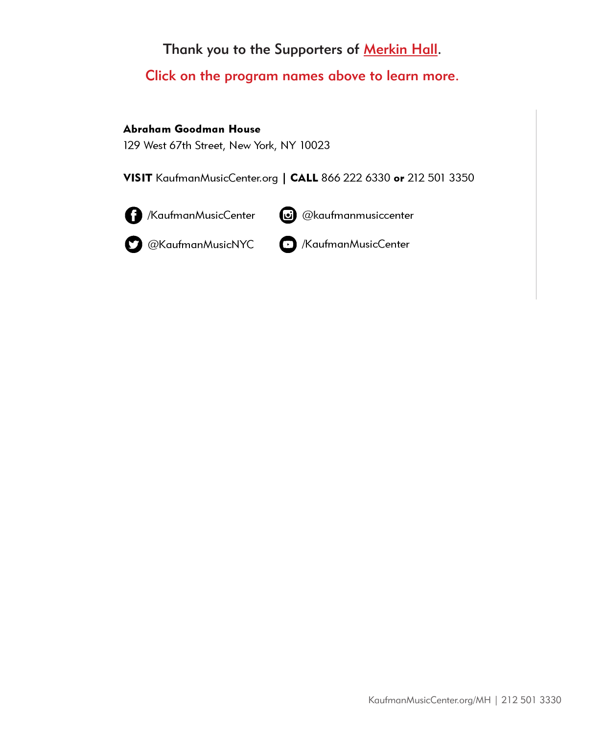Thank you to the Supporters of Merkin Hall.

Click on the program names above to learn more.

**Abraham Goodman House**
129 West 67th Street, New York, NY 10023

**VISIT** KaufmanMusicCenter.org **| CALL** 866 222 6330 **or** 212 501 3350

/KaufmanMusicCenter

@kaufmanmusiccenter

@KaufmanMusicNYC

/KaufmanMusicCenter

KaufmanMusicCenter.org/MH | 212 501 3330